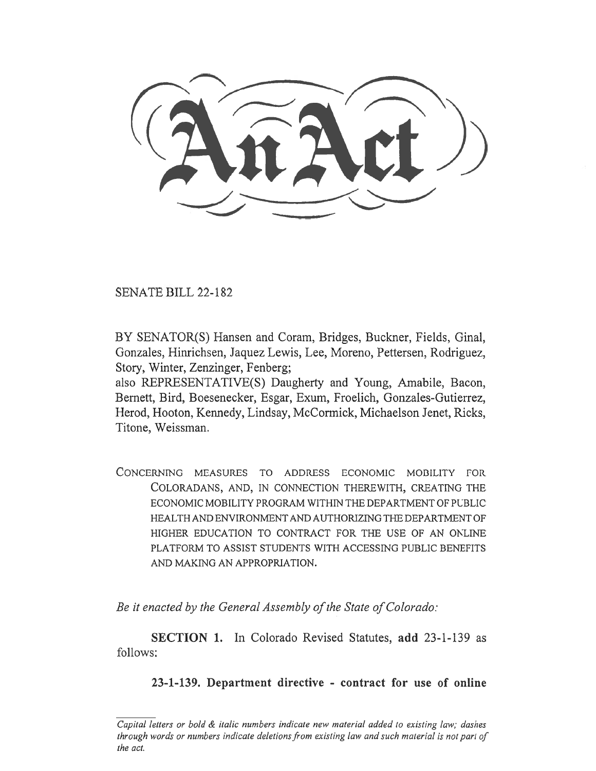# An Act

SENATE BILL 22-182

BY SENATOR(S) Hansen and Coram, Bridges, Buckner, Fields, Ginal, Gonzales, Hinrichsen, Jaquez Lewis, Lee, Moreno, Pettersen, Rodriguez, Story, Winter, Zenzinger, Fenberg;
also REPRESENTATIVE(S) Daugherty and Young, Amabile, Bacon, Bernett, Bird, Boesenecker, Esgar, Exum, Froelich, Gonzales-Gutierrez, Herod, Hooton, Kennedy, Lindsay, McCormick, Michaelson Jenet, Ricks, Titone, Weissman.

CONCERNING MEASURES TO ADDRESS ECONOMIC MOBILITY FOR COLORADANS, AND, IN CONNECTION THEREWITH, CREATING THE ECONOMIC MOBILITY PROGRAM WITHIN THE DEPARTMENT OF PUBLIC HEALTH AND ENVIRONMENT AND AUTHORIZING THE DEPARTMENT OF HIGHER EDUCATION TO CONTRACT FOR THE USE OF AN ONLINE PLATFORM TO ASSIST STUDENTS WITH ACCESSING PUBLIC BENEFITS AND MAKING AN APPROPRIATION.

*Be it enacted by the General Assembly of the State of Colorado:*

**SECTION 1.** In Colorado Revised Statutes, **add** 23-1-139 as follows:

**23-1-139. Department directive - contract for use of online**

*Capital letters or bold & italic numbers indicate new material added to existing law; dashes through words or numbers indicate deletions from existing law and such material is not part of the act.*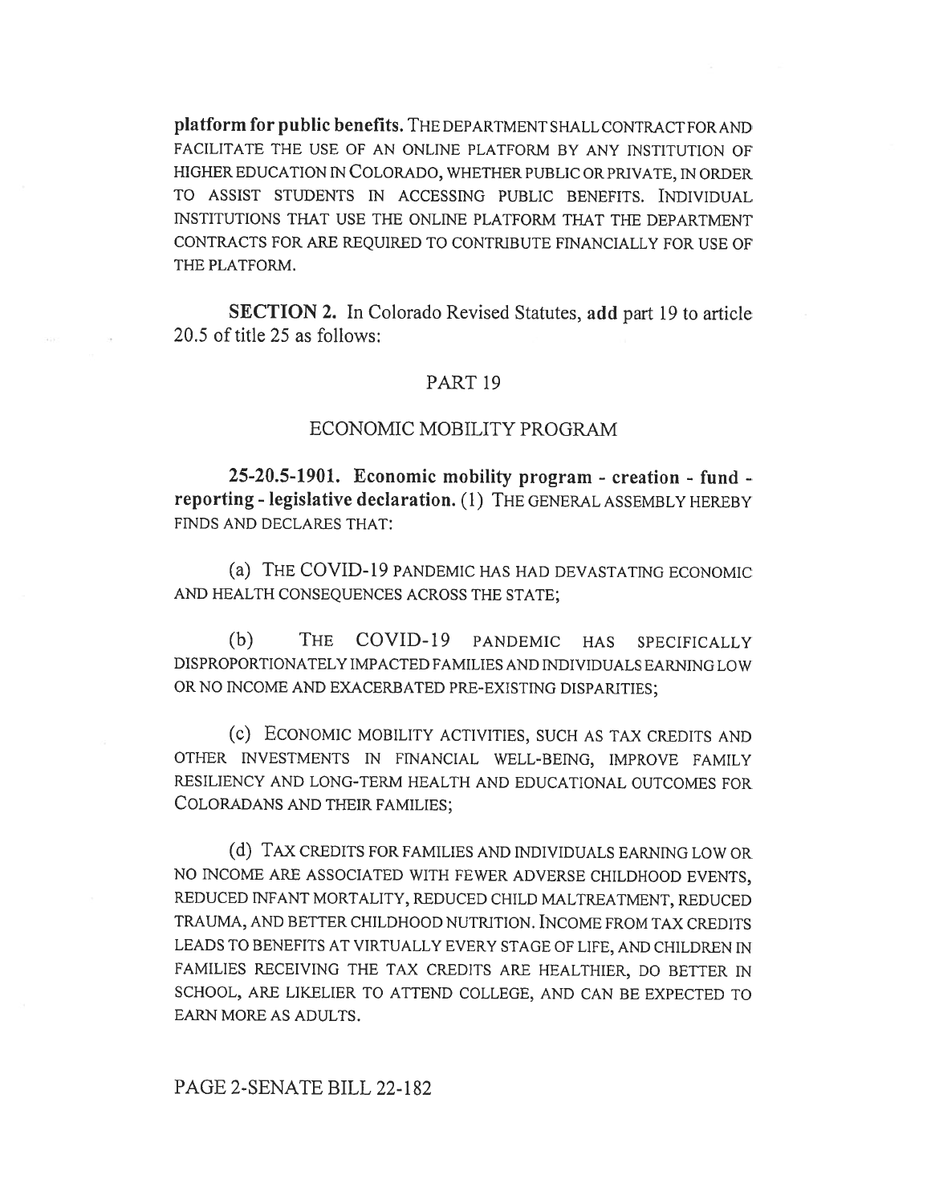**platform for public benefits.** THE DEPARTMENT SHALL CONTRACT FOR AND FACILITATE THE USE OF AN ONLINE PLATFORM BY ANY INSTITUTION OF HIGHER EDUCATION IN COLORADO, WHETHER PUBLIC OR PRIVATE, IN ORDER TO ASSIST STUDENTS IN ACCESSING PUBLIC BENEFITS. INDIVIDUAL INSTITUTIONS THAT USE THE ONLINE PLATFORM THAT THE DEPARTMENT CONTRACTS FOR ARE REQUIRED TO CONTRIBUTE FINANCIALLY FOR USE OF THE PLATFORM.

**SECTION 2.** In Colorado Revised Statutes, **add** part 19 to article 20.5 of title 25 as follows:

PART 19

ECONOMIC MOBILITY PROGRAM

**25-20.5-1901. Economic mobility program - creation - fund - reporting - legislative declaration.** (1) THE GENERAL ASSEMBLY HEREBY FINDS AND DECLARES THAT:

(a) THE COVID-19 PANDEMIC HAS HAD DEVASTATING ECONOMIC AND HEALTH CONSEQUENCES ACROSS THE STATE;

(b) THE COVID-19 PANDEMIC HAS SPECIFICALLY DISPROPORTIONATELY IMPACTED FAMILIES AND INDIVIDUALS EARNING LOW OR NO INCOME AND EXACERBATED PRE-EXISTING DISPARITIES;

(c) ECONOMIC MOBILITY ACTIVITIES, SUCH AS TAX CREDITS AND OTHER INVESTMENTS IN FINANCIAL WELL-BEING, IMPROVE FAMILY RESILIENCY AND LONG-TERM HEALTH AND EDUCATIONAL OUTCOMES FOR COLORADANS AND THEIR FAMILIES;

(d) TAX CREDITS FOR FAMILIES AND INDIVIDUALS EARNING LOW OR NO INCOME ARE ASSOCIATED WITH FEWER ADVERSE CHILDHOOD EVENTS, REDUCED INFANT MORTALITY, REDUCED CHILD MALTREATMENT, REDUCED TRAUMA, AND BETTER CHILDHOOD NUTRITION. INCOME FROM TAX CREDITS LEADS TO BENEFITS AT VIRTUALLY EVERY STAGE OF LIFE, AND CHILDREN IN FAMILIES RECEIVING THE TAX CREDITS ARE HEALTHIER, DO BETTER IN SCHOOL, ARE LIKELIER TO ATTEND COLLEGE, AND CAN BE EXPECTED TO EARN MORE AS ADULTS.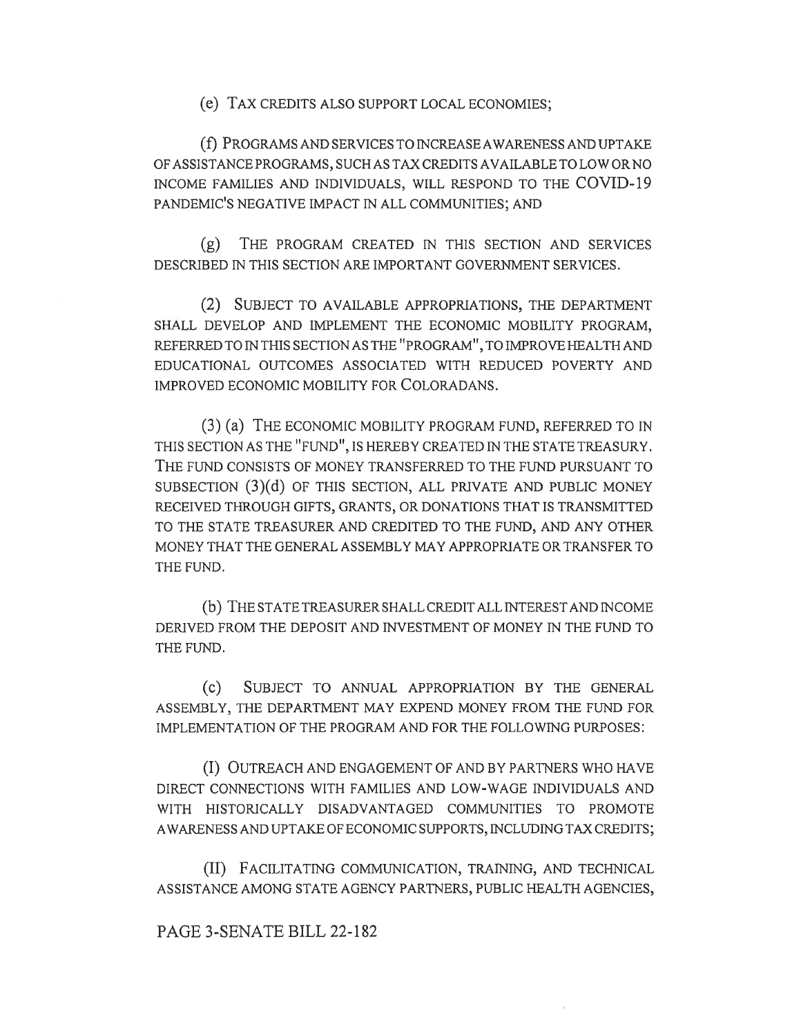(e) TAX CREDITS ALSO SUPPORT LOCAL ECONOMIES;

(f) PROGRAMS AND SERVICES TO INCREASE AWARENESS AND UPTAKE OF ASSISTANCE PROGRAMS, SUCH AS TAX CREDITS AVAILABLE TO LOW OR NO INCOME FAMILIES AND INDIVIDUALS, WILL RESPOND TO THE COVID-19 PANDEMIC'S NEGATIVE IMPACT IN ALL COMMUNITIES; AND

(g) THE PROGRAM CREATED IN THIS SECTION AND SERVICES DESCRIBED IN THIS SECTION ARE IMPORTANT GOVERNMENT SERVICES.

(2) SUBJECT TO AVAILABLE APPROPRIATIONS, THE DEPARTMENT SHALL DEVELOP AND IMPLEMENT THE ECONOMIC MOBILITY PROGRAM, REFERRED TO IN THIS SECTION AS THE "PROGRAM", TO IMPROVE HEALTH AND EDUCATIONAL OUTCOMES ASSOCIATED WITH REDUCED POVERTY AND IMPROVED ECONOMIC MOBILITY FOR COLORADANS.

(3) (a) THE ECONOMIC MOBILITY PROGRAM FUND, REFERRED TO IN THIS SECTION AS THE "FUND", IS HEREBY CREATED IN THE STATE TREASURY. THE FUND CONSISTS OF MONEY TRANSFERRED TO THE FUND PURSUANT TO SUBSECTION (3)(d) OF THIS SECTION, ALL PRIVATE AND PUBLIC MONEY RECEIVED THROUGH GIFTS, GRANTS, OR DONATIONS THAT IS TRANSMITTED TO THE STATE TREASURER AND CREDITED TO THE FUND, AND ANY OTHER MONEY THAT THE GENERAL ASSEMBLY MAY APPROPRIATE OR TRANSFER TO THE FUND.

(b) THE STATE TREASURER SHALL CREDIT ALL INTEREST AND INCOME DERIVED FROM THE DEPOSIT AND INVESTMENT OF MONEY IN THE FUND TO THE FUND.

(c) SUBJECT TO ANNUAL APPROPRIATION BY THE GENERAL ASSEMBLY, THE DEPARTMENT MAY EXPEND MONEY FROM THE FUND FOR IMPLEMENTATION OF THE PROGRAM AND FOR THE FOLLOWING PURPOSES:

(I) OUTREACH AND ENGAGEMENT OF AND BY PARTNERS WHO HAVE DIRECT CONNECTIONS WITH FAMILIES AND LOW-WAGE INDIVIDUALS AND WITH HISTORICALLY DISADVANTAGED COMMUNITIES TO PROMOTE AWARENESS AND UPTAKE OF ECONOMIC SUPPORTS, INCLUDING TAX CREDITS;

(II) FACILITATING COMMUNICATION, TRAINING, AND TECHNICAL ASSISTANCE AMONG STATE AGENCY PARTNERS, PUBLIC HEALTH AGENCIES,

PAGE 3-SENATE BILL 22-182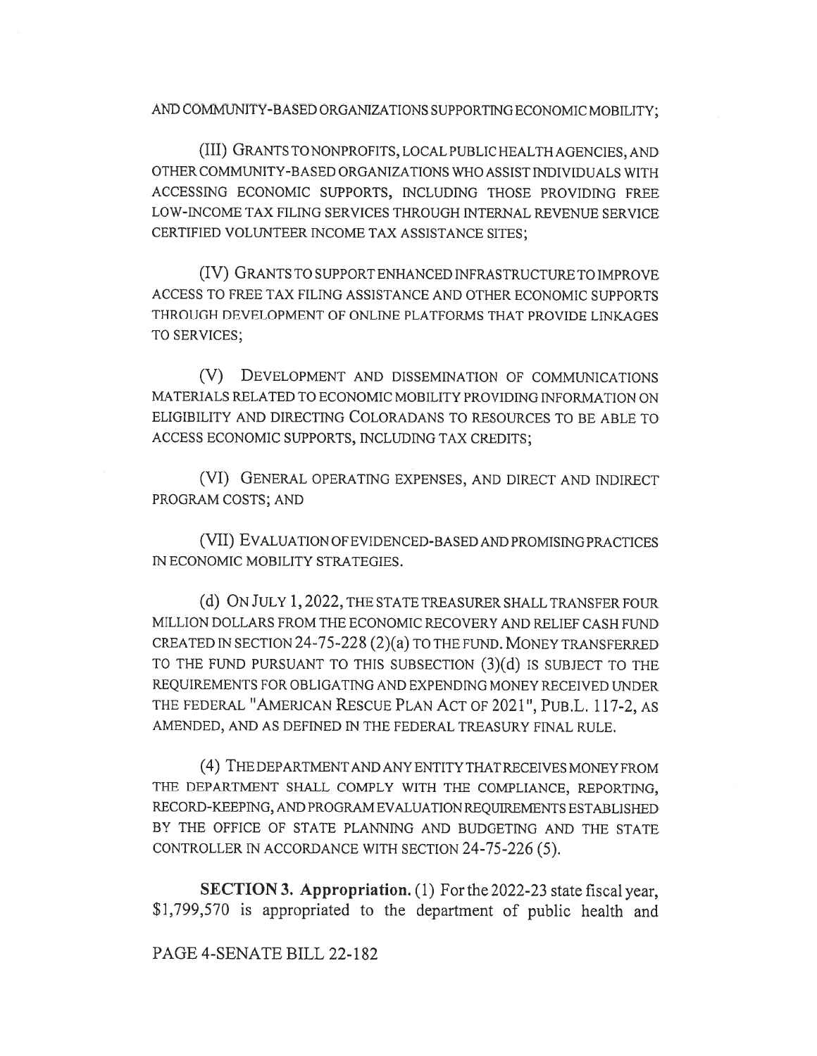AND COMMUNITY-BASED ORGANIZATIONS SUPPORTING ECONOMIC MOBILITY;

(III) GRANTS TO NONPROFITS, LOCAL PUBLIC HEALTH AGENCIES, AND OTHER COMMUNITY-BASED ORGANIZATIONS WHO ASSIST INDIVIDUALS WITH ACCESSING ECONOMIC SUPPORTS, INCLUDING THOSE PROVIDING FREE LOW-INCOME TAX FILING SERVICES THROUGH INTERNAL REVENUE SERVICE CERTIFIED VOLUNTEER INCOME TAX ASSISTANCE SITES;

(IV) GRANTS TO SUPPORT ENHANCED INFRASTRUCTURE TO IMPROVE ACCESS TO FREE TAX FILING ASSISTANCE AND OTHER ECONOMIC SUPPORTS THROUGH DEVELOPMENT OF ONLINE PLATFORMS THAT PROVIDE LINKAGES TO SERVICES;

(V) DEVELOPMENT AND DISSEMINATION OF COMMUNICATIONS MATERIALS RELATED TO ECONOMIC MOBILITY PROVIDING INFORMATION ON ELIGIBILITY AND DIRECTING COLORADANS TO RESOURCES TO BE ABLE TO ACCESS ECONOMIC SUPPORTS, INCLUDING TAX CREDITS;

(VI) GENERAL OPERATING EXPENSES, AND DIRECT AND INDIRECT PROGRAM COSTS; AND

(VII) EVALUATION OF EVIDENCED-BASED AND PROMISING PRACTICES IN ECONOMIC MOBILITY STRATEGIES.

(d) ON JULY 1, 2022, THE STATE TREASURER SHALL TRANSFER FOUR MILLION DOLLARS FROM THE ECONOMIC RECOVERY AND RELIEF CASH FUND CREATED IN SECTION 24-75-228 (2)(a) TO THE FUND. MONEY TRANSFERRED TO THE FUND PURSUANT TO THIS SUBSECTION (3)(d) IS SUBJECT TO THE REQUIREMENTS FOR OBLIGATING AND EXPENDING MONEY RECEIVED UNDER THE FEDERAL "AMERICAN RESCUE PLAN ACT OF 2021", PUB.L. 117-2, AS AMENDED, AND AS DEFINED IN THE FEDERAL TREASURY FINAL RULE.

(4) THE DEPARTMENT AND ANY ENTITY THAT RECEIVES MONEY FROM THE DEPARTMENT SHALL COMPLY WITH THE COMPLIANCE, REPORTING, RECORD-KEEPING, AND PROGRAM EVALUATION REQUIREMENTS ESTABLISHED BY THE OFFICE OF STATE PLANNING AND BUDGETING AND THE STATE CONTROLLER IN ACCORDANCE WITH SECTION 24-75-226 (5).

**SECTION 3. Appropriation.** (1) For the 2022-23 state fiscal year, $1,799,570 is appropriated to the department of public health and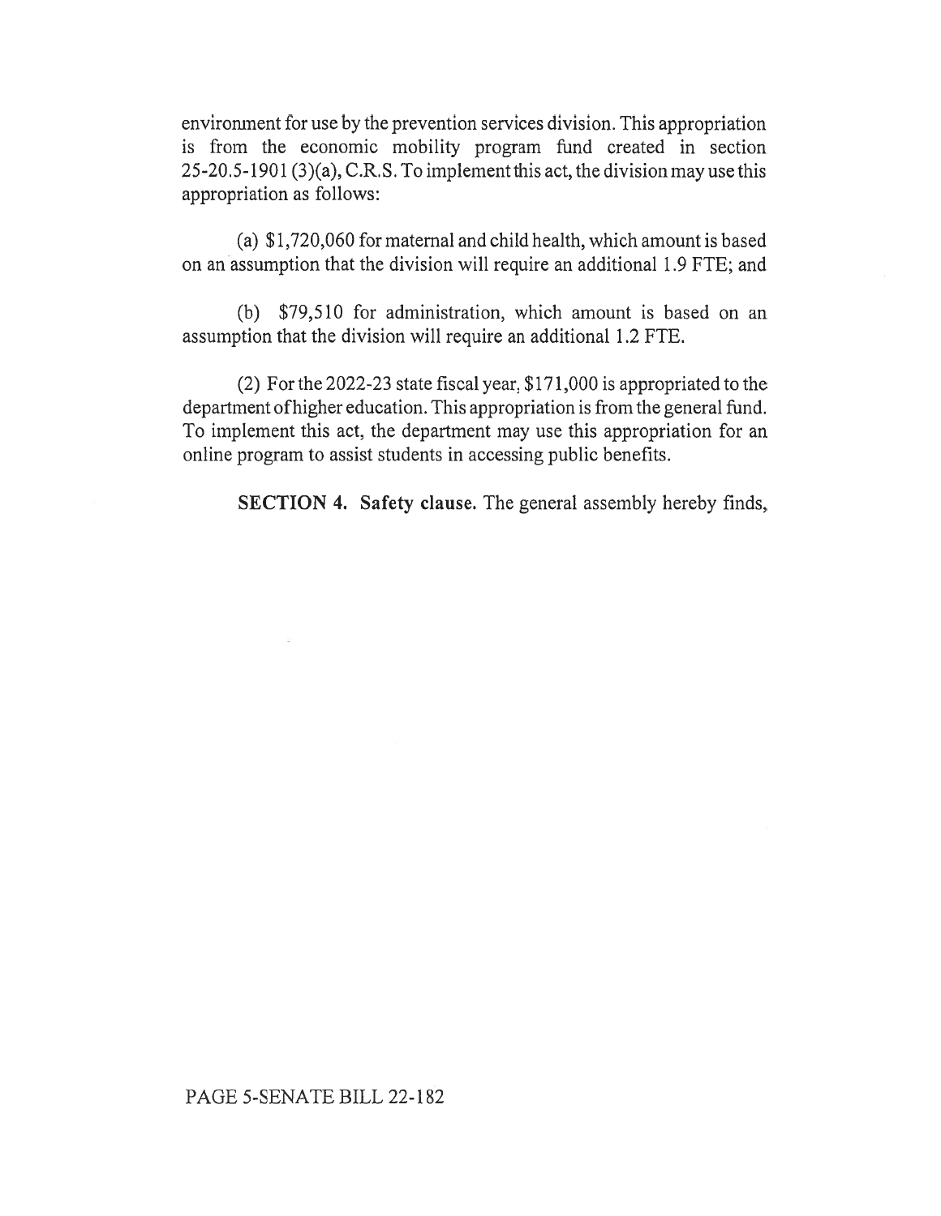environment for use by the prevention services division. This appropriation is from the economic mobility program fund created in section 25-20.5-1901 (3)(a), C.R.S. To implement this act, the division may use this appropriation as follows:

(a) $1,720,060 for maternal and child health, which amount is based on an assumption that the division will require an additional 1.9 FTE; and

(b) $79,510 for administration, which amount is based on an assumption that the division will require an additional 1.2 FTE.

(2) For the 2022-23 state fiscal year, $171,000 is appropriated to the department of higher education. This appropriation is from the general fund. To implement this act, the department may use this appropriation for an online program to assist students in accessing public benefits.

**SECTION 4. Safety clause.** The general assembly hereby finds,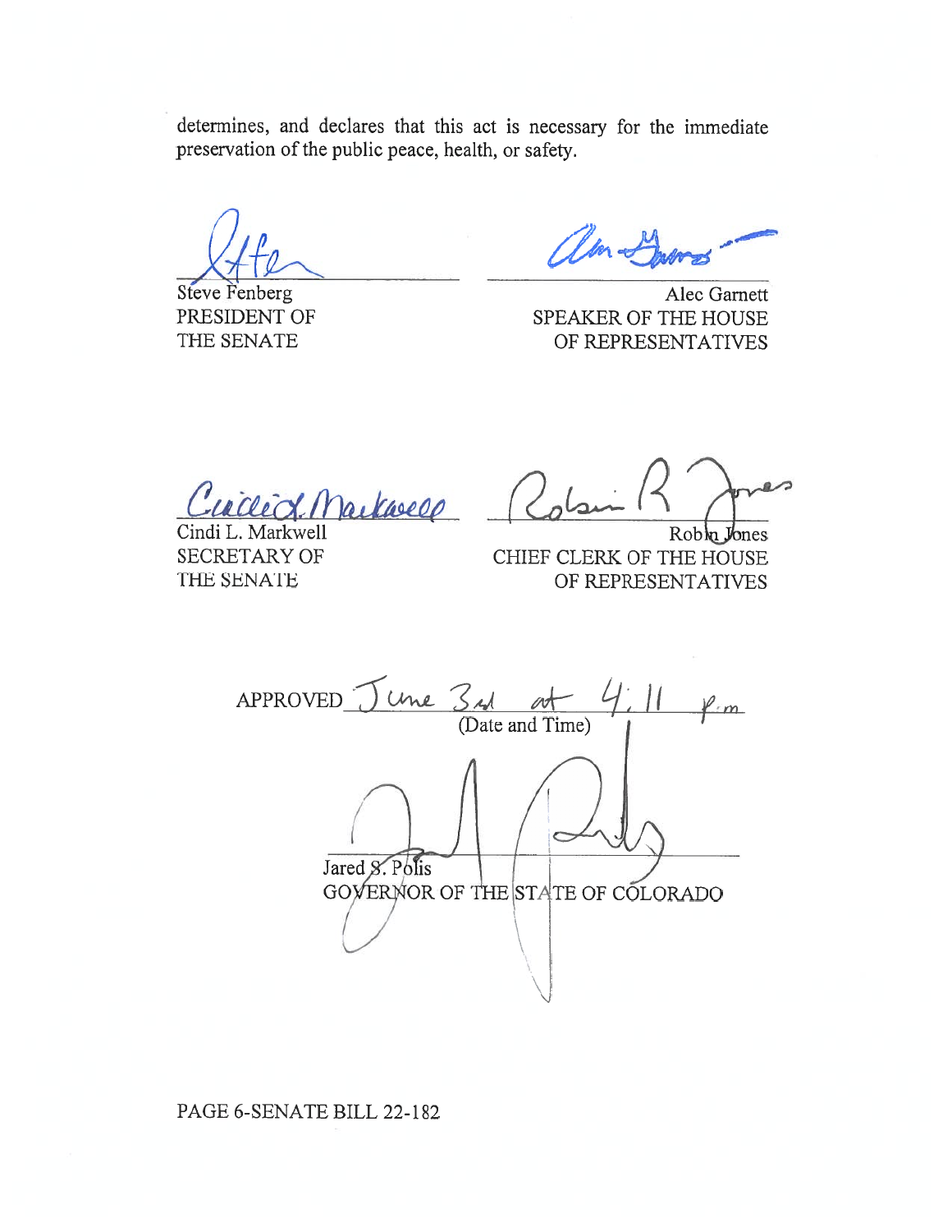determines, and declares that this act is necessary for the immediate preservation of the public peace, health, or safety.

Steve Fenberg
PRESIDENT OF
THE SENATE

Alec Garnett
SPEAKER OF THE HOUSE
OF REPRESENTATIVES

Cindi L. Markwell
SECRETARY OF
THE SENATE

Robin Jones
CHIEF CLERK OF THE HOUSE
OF REPRESENTATIVES

APPROVED June 3rd at 4:11 p.m.
(Date and Time)

Jared S. Polis
GOVERNOR OF THE STATE OF COLORADO

PAGE 6-SENATE BILL 22-182